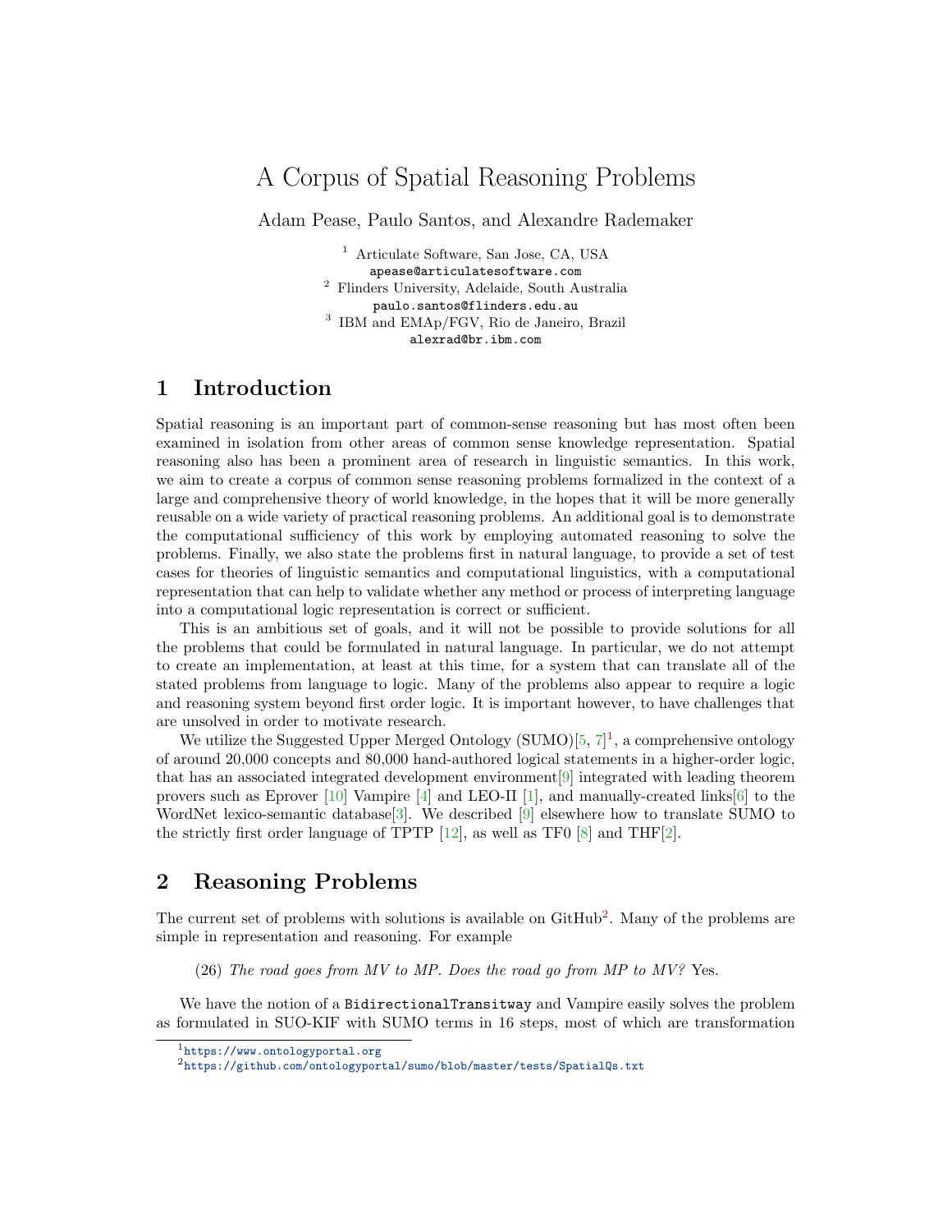# A Corpus of Spatial Reasoning Problems

Adam Pease, Paulo Santos, and Alexandre Rademaker

[1] Articulate Software, San Jose, CA, USA
apease@articulatesoftware.com
[2] Flinders University, Adelaide, South Australia
paulo.santos@flinders.edu.au
[3] IBM and EMAp/FGV, Rio de Janeiro, Brazil
alexrad@br.ibm.com

## 1 Introduction

Spatial reasoning is an important part of common-sense reasoning but has most often been examined in isolation from other areas of common sense knowledge representation. Spatial reasoning also has been a prominent area of research in linguistic semantics. In this work, we aim to create a corpus of common sense reasoning problems formalized in the context of a large and comprehensive theory of world knowledge, in the hopes that it will be more generally reusable on a wide variety of practical reasoning problems. An additional goal is to demonstrate the computational sufficiency of this work by employing automated reasoning to solve the problems. Finally, we also state the problems first in natural language, to provide a set of test cases for theories of linguistic semantics and computational linguistics, with a computational representation that can help to validate whether any method or process of interpreting language into a computational logic representation is correct or sufficient.

This is an ambitious set of goals, and it will not be possible to provide solutions for all the problems that could be formulated in natural language. In particular, we do not attempt to create an implementation, at least at this time, for a system that can translate all of the stated problems from language to logic. Many of the problems also appear to require a logic and reasoning system beyond first order logic. It is important however, to have challenges that are unsolved in order to motivate research.

We utilize the Suggested Upper Merged Ontology (SUMO)[5, 7][1], a comprehensive ontology of around 20,000 concepts and 80,000 hand-authored logical statements in a higher-order logic, that has an associated integrated development environment[9] integrated with leading theorem provers such as Eprover [10] Vampire [4] and LEO-II [1], and manually-created links[6] to the WordNet lexico-semantic database[3]. We described [9] elsewhere how to translate SUMO to the strictly first order language of TPTP [12], as well as TF0 [8] and THF[2].

## 2 Reasoning Problems

The current set of problems with solutions is available on GitHub[2]. Many of the problems are simple in representation and reasoning. For example

(26) *The road goes from MV to MP. Does the road go from MP to MV?* Yes.

We have the notion of a `BidirectionalTransitway` and Vampire easily solves the problem as formulated in SUO-KIF with SUMO terms in 16 steps, most of which are transformation

[1] https://www.ontologyportal.org

[2] https://github.com/ontologyportal/sumo/blob/master/tests/SpatialQs.txt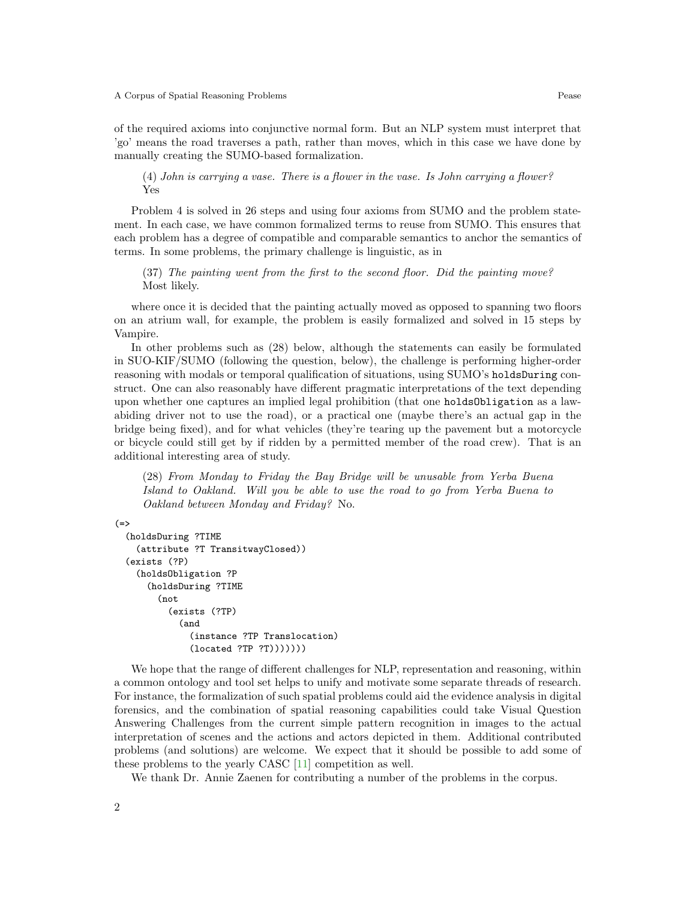of the required axioms into conjunctive normal form. But an NLP system must interpret that 'go' means the road traverses a path, rather than moves, which in this case we have done by manually creating the SUMO-based formalization.

> (4) *John is carrying a vase. There is a flower in the vase. Is John carrying a flower?* Yes

Problem 4 is solved in 26 steps and using four axioms from SUMO and the problem statement. In each case, we have common formalized terms to reuse from SUMO. This ensures that each problem has a degree of compatible and comparable semantics to anchor the semantics of terms. In some problems, the primary challenge is linguistic, as in

> (37) *The painting went from the first to the second floor. Did the painting move?* Most likely.

where once it is decided that the painting actually moved as opposed to spanning two floors on an atrium wall, for example, the problem is easily formalized and solved in 15 steps by Vampire.

In other problems such as (28) below, although the statements can easily be formulated in SUO-KIF/SUMO (following the question, below), the challenge is performing higher-order reasoning with modals or temporal qualification of situations, using SUMO's `holdsDuring` construct. One can also reasonably have different pragmatic interpretations of the text depending upon whether one captures an implied legal prohibition (that one `holdsObligation` as a law-abiding driver not to use the road), or a practical one (maybe there's an actual gap in the bridge being fixed), and for what vehicles (they're tearing up the pavement but a motorcycle or bicycle could still get by if ridden by a permitted member of the road crew). That is an additional interesting area of study.

> (28) *From Monday to Friday the Bay Bridge will be unusable from Yerba Buena Island to Oakland. Will you be able to use the road to go from Yerba Buena to Oakland between Monday and Friday?* No.

```
(=>
  (holdsDuring ?TIME
    (attribute ?T TransitwayClosed))
  (exists (?P)
    (holdsObligation ?P
      (holdsDuring ?TIME
        (not
          (exists (?TP)
            (and
              (instance ?TP Translocation)
              (located ?TP ?T))))))))
```

We hope that the range of different challenges for NLP, representation and reasoning, within a common ontology and tool set helps to unify and motivate some separate threads of research. For instance, the formalization of such spatial problems could aid the evidence analysis in digital forensics, and the combination of spatial reasoning capabilities could take Visual Question Answering Challenges from the current simple pattern recognition in images to the actual interpretation of scenes and the actions and actors depicted in them. Additional contributed problems (and solutions) are welcome. We expect that it should be possible to add some of these problems to the yearly CASC [11] competition as well.

We thank Dr. Annie Zaenen for contributing a number of the problems in the corpus.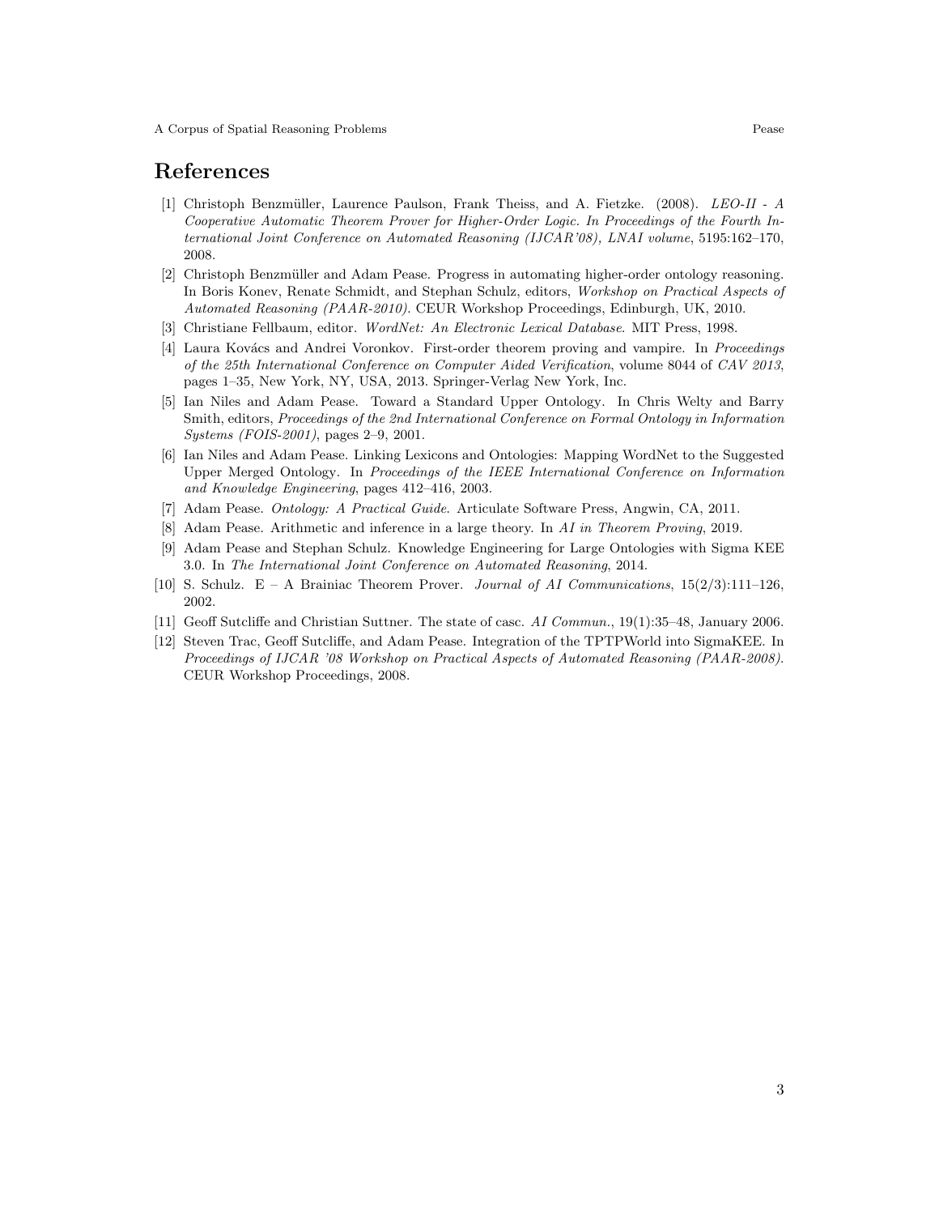# References

[1] Christoph Benzmüller, Laurence Paulson, Frank Theiss, and A. Fietzke. (2008). *LEO-II - A Cooperative Automatic Theorem Prover for Higher-Order Logic. In Proceedings of the Fourth International Joint Conference on Automated Reasoning (IJCAR'08), LNAI volume*, 5195:162–170, 2008.

[2] Christoph Benzmüller and Adam Pease. Progress in automating higher-order ontology reasoning. In Boris Konev, Renate Schmidt, and Stephan Schulz, editors, *Workshop on Practical Aspects of Automated Reasoning (PAAR-2010)*. CEUR Workshop Proceedings, Edinburgh, UK, 2010.

[3] Christiane Fellbaum, editor. *WordNet: An Electronic Lexical Database*. MIT Press, 1998.

[4] Laura Kovács and Andrei Voronkov. First-order theorem proving and vampire. In *Proceedings of the 25th International Conference on Computer Aided Verification*, volume 8044 of *CAV 2013*, pages 1–35, New York, NY, USA, 2013. Springer-Verlag New York, Inc.

[5] Ian Niles and Adam Pease. Toward a Standard Upper Ontology. In Chris Welty and Barry Smith, editors, *Proceedings of the 2nd International Conference on Formal Ontology in Information Systems (FOIS-2001)*, pages 2–9, 2001.

[6] Ian Niles and Adam Pease. Linking Lexicons and Ontologies: Mapping WordNet to the Suggested Upper Merged Ontology. In *Proceedings of the IEEE International Conference on Information and Knowledge Engineering*, pages 412–416, 2003.

[7] Adam Pease. *Ontology: A Practical Guide*. Articulate Software Press, Angwin, CA, 2011.

[8] Adam Pease. Arithmetic and inference in a large theory. In *AI in Theorem Proving*, 2019.

[9] Adam Pease and Stephan Schulz. Knowledge Engineering for Large Ontologies with Sigma KEE 3.0. In *The International Joint Conference on Automated Reasoning*, 2014.

[10] S. Schulz. E – A Brainiac Theorem Prover. *Journal of AI Communications*, 15(2/3):111–126, 2002.

[11] Geoff Sutcliffe and Christian Suttner. The state of casc. *AI Commun.*, 19(1):35–48, January 2006.

[12] Steven Trac, Geoff Sutcliffe, and Adam Pease. Integration of the TPTPWorld into SigmaKEE. In *Proceedings of IJCAR '08 Workshop on Practical Aspects of Automated Reasoning (PAAR-2008)*. CEUR Workshop Proceedings, 2008.